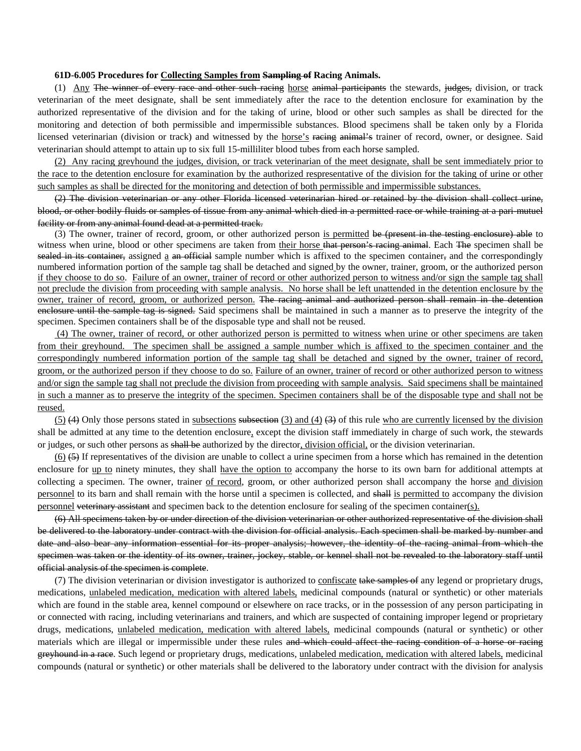**61D-6.005 Procedures for <u>Collecting Samples from</u> ~~Sampling of~~ Racing Animals.**

(1) <u>Any</u> ~~The winner of every race and other such racing~~ <u>horse</u> ~~animal participants~~ the stewards, ~~judges,~~ division, or track veterinarian of the meet designate, shall be sent immediately after the race to the detention enclosure for examination by the authorized representative of the division and for the taking of urine, blood or other such samples as shall be directed for the monitoring and detection of both permissible and impermissible substances. Blood specimens shall be taken only by a Florida licensed veterinarian (division or track) and witnessed by the <u>horse's</u> ~~racing animal's~~ trainer of record, owner, or designee. Said veterinarian should attempt to attain up to six full 15-milliliter blood tubes from each horse sampled.

<u>(2) Any racing greyhound the judges, division, or track veterinarian of the meet designate, shall be sent immediately prior to the race to the detention enclosure for examination by the authorized respresentative of the division for the taking of urine or other such samples as shall be directed for the monitoring and detection of both permissible and impermissible substances.</u>

~~(2) The division veterinarian or any other Florida licensed veterinarian hired or retained by the division shall collect urine, blood, or other bodily fluids or samples of tissue from any animal which died in a permitted race or while training at a pari-mutuel facility or from any animal found dead at a permitted track.~~

(3) The owner, trainer of record, groom, or other authorized person <u>is permitted</u> ~~be (present in the testing enclosure) able~~ to witness when urine, blood or other specimens are taken from <u>their horse</u> ~~that person's racing animal~~. Each ~~The~~ specimen shall be ~~sealed in its container,~~ assigned <u>a</u> ~~an official~~ sample number which is affixed to the specimen container~~,~~ and the correspondingly numbered information portion of the sample tag shall be detached and signed by the owner, trainer, groom, or the authorized person <u>if they choose to do so</u>. <u>Failure of an owner, trainer of record or other authorized person to witness and/or sign the sample tag shall not preclude the division from proceeding with sample analysis. No horse shall be left unattended in the detention enclosure by the owner, trainer of record, groom, or authorized person.</u> ~~The racing animal and authorized person shall remain in the detention enclosure until the sample tag is signed.~~ Said specimens shall be maintained in such a manner as to preserve the integrity of the specimen. Specimen containers shall be of the disposable type and shall not be reused.

<u>(4) The owner, trainer of record, or other authorized person is permitted to witness when urine or other specimens are taken from their greyhound. The specimen shall be assigned a sample number which is affixed to the specimen container and the correspondingly numbered information portion of the sample tag shall be detached and signed by the owner, trainer of record, groom, or the authorized person if they choose to do so. Failure of an owner, trainer of record or other authorized person to witness and/or sign the sample tag shall not preclude the division from proceeding with sample analysis. Said specimens shall be maintained in such a manner as to preserve the integrity of the specimen. Specimen containers shall be of the disposable type and shall not be reused.</u>

<u>(5)</u> ~~(4)~~ Only those persons stated in <u>subsections</u> ~~subsection~~ <u>(3) and (4)</u> ~~(3)~~ of this rule <u>who are currently licensed by the division</u> shall be admitted at any time to the detention enclosure<u>,</u> except the division staff immediately in charge of such work, the stewards or judges, or such other persons as ~~shall be~~ authorized by the director<u>, division official,</u> or the division veterinarian.

<u>(6)</u> ~~(5)~~ If representatives of the division are unable to collect a urine specimen from a horse which has remained in the detention enclosure for <u>up to</u> ninety minutes, they shall <u>have the option to</u> accompany the horse to its own barn for additional attempts at collecting a specimen. The owner, trainer <u>of record</u>, groom, or other authorized person shall accompany the horse <u>and division personnel</u> to its barn and shall remain with the horse until a specimen is collected, and ~~shall~~ <u>is permitted to</u> accompany the division <u>personnel</u> ~~veterinary assistant~~ and specimen back to the detention enclosure for sealing of the specimen container<u>(s).</u>

~~(6) All specimens taken by or under direction of the division veterinarian or other authorized representative of the division shall be delivered to the laboratory under contract with the division for official analysis. Each specimen shall be marked by number and date and also bear any information essential for its proper analysis; however, the identity of the racing animal from which the specimen was taken or the identity of its owner, trainer, jockey, stable, or kennel shall not be revealed to the laboratory staff until official analysis of the specimen is complete~~.

(7) The division veterinarian or division investigator is authorized to <u>confiscate</u> ~~take samples of~~ any legend or proprietary drugs, medications, <u>unlabeled medication, medication with altered labels,</u> medicinal compounds (natural or synthetic) or other materials which are found in the stable area, kennel compound or elsewhere on race tracks, or in the possession of any person participating in or connected with racing, including veterinarians and trainers, and which are suspected of containing improper legend or proprietary drugs, medications, <u>unlabeled medication, medication with altered labels,</u> medicinal compounds (natural or synthetic) or other materials which are illegal or impermissible under these rules ~~and which could affect the racing condition of a horse or racing greyhound in a race~~. Such legend or proprietary drugs, medications, <u>unlabeled medication, medication with altered labels,</u> medicinal compounds (natural or synthetic) or other materials shall be delivered to the laboratory under contract with the division for analysis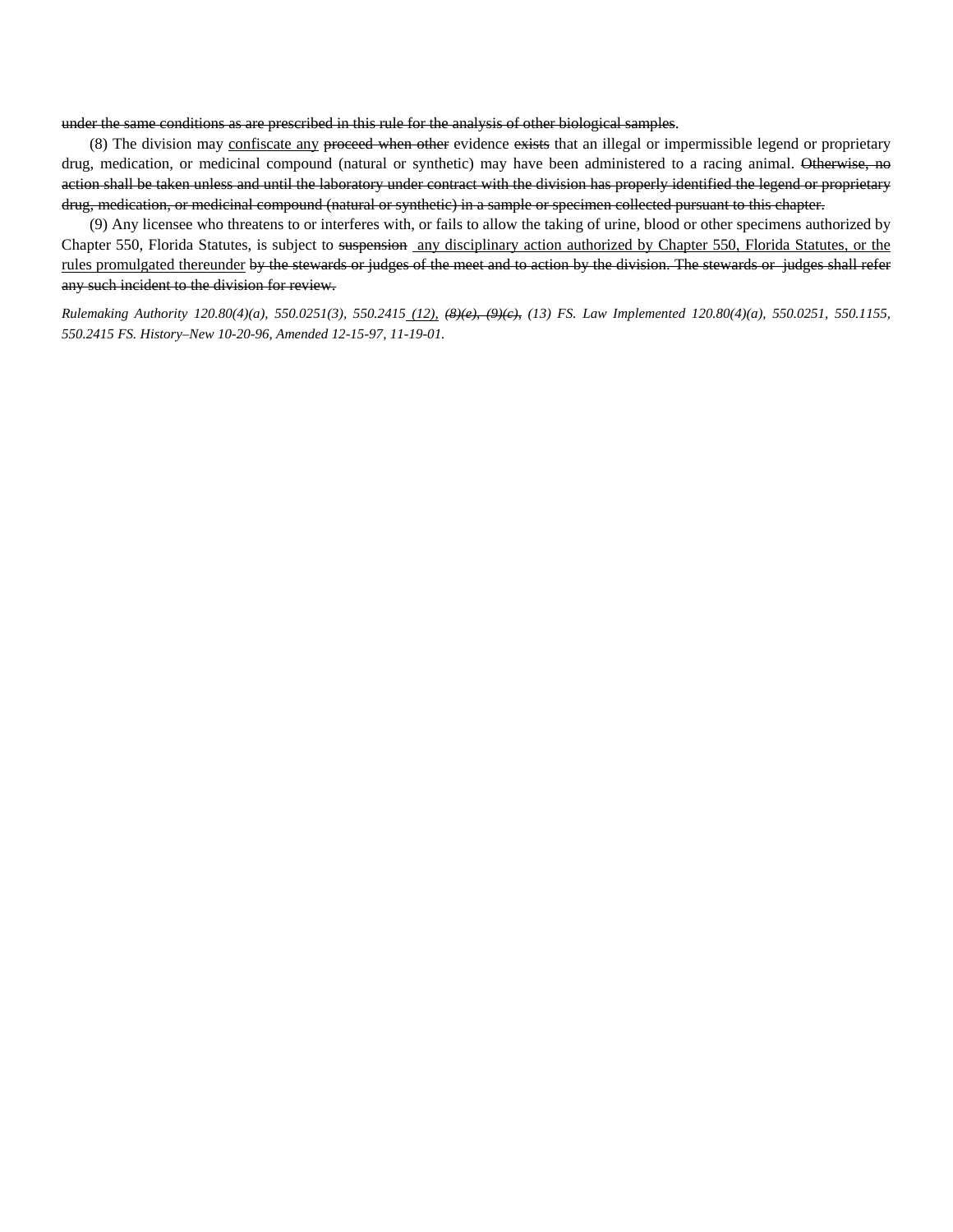~~under the same conditions as are prescribed in this rule for the analysis of other biological samples~~.

(8) The division may <u>confiscate any</u> ~~proceed when other~~ evidence ~~exists~~ that an illegal or impermissible legend or proprietary drug, medication, or medicinal compound (natural or synthetic) may have been administered to a racing animal. ~~Otherwise, no action shall be taken unless and until the laboratory under contract with the division has properly identified the legend or proprietary drug, medication, or medicinal compound (natural or synthetic) in a sample or specimen collected pursuant to this chapter.~~

(9) Any licensee who threatens to or interferes with, or fails to allow the taking of urine, blood or other specimens authorized by Chapter 550, Florida Statutes, is subject to ~~suspension~~ <u>any disciplinary action authorized by Chapter 550, Florida Statutes, or the rules promulgated thereunder</u> ~~by the stewards or judges of the meet and to action by the division. The stewards or judges shall refer any such incident to the division for review.~~

*Rulemaking Authority 120.80(4)(a), 550.0251(3), 550.2415 <u>(12),</u> ~~(8)(e), (9)(c),~~ (13) FS. Law Implemented 120.80(4)(a), 550.0251, 550.1155, 550.2415 FS. History–New 10-20-96, Amended 12-15-97, 11-19-01.*